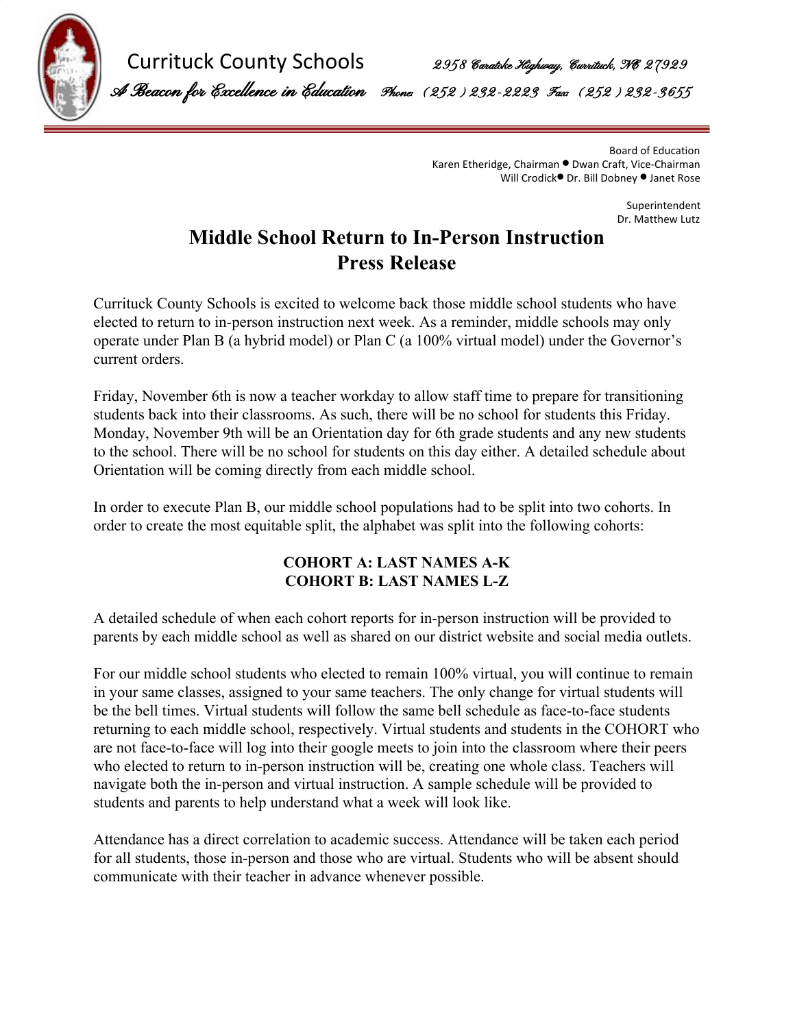Currituck County Schools 2958 Caratoke Highway, Currituck, NC 27929

*A Beacon for Excellence in Education* Phone: (252) 232-2223 Fax: (252) 232-3655

Board of Education
Karen Etheridge, Chairman • Dwan Craft, Vice-Chairman
Will Crodick • Dr. Bill Dobney • Janet Rose

Superintendent
Dr. Matthew Lutz

# Middle School Return to In-Person Instruction
# Press Release

Currituck County Schools is excited to welcome back those middle school students who have elected to return to in-person instruction next week. As a reminder, middle schools may only operate under Plan B (a hybrid model) or Plan C (a 100% virtual model) under the Governor's current orders.

Friday, November 6th is now a teacher workday to allow staff time to prepare for transitioning students back into their classrooms. As such, there will be no school for students this Friday. Monday, November 9th will be an Orientation day for 6th grade students and any new students to the school. There will be no school for students on this day either. A detailed schedule about Orientation will be coming directly from each middle school.

In order to execute Plan B, our middle school populations had to be split into two cohorts. In order to create the most equitable split, the alphabet was split into the following cohorts:

**COHORT A: LAST NAMES A-K**
**COHORT B: LAST NAMES L-Z**

A detailed schedule of when each cohort reports for in-person instruction will be provided to parents by each middle school as well as shared on our district website and social media outlets.

For our middle school students who elected to remain 100% virtual, you will continue to remain in your same classes, assigned to your same teachers. The only change for virtual students will be the bell times. Virtual students will follow the same bell schedule as face-to-face students returning to each middle school, respectively. Virtual students and students in the COHORT who are not face-to-face will log into their google meets to join into the classroom where their peers who elected to return to in-person instruction will be, creating one whole class. Teachers will navigate both the in-person and virtual instruction. A sample schedule will be provided to students and parents to help understand what a week will look like.

Attendance has a direct correlation to academic success. Attendance will be taken each period for all students, those in-person and those who are virtual. Students who will be absent should communicate with their teacher in advance whenever possible.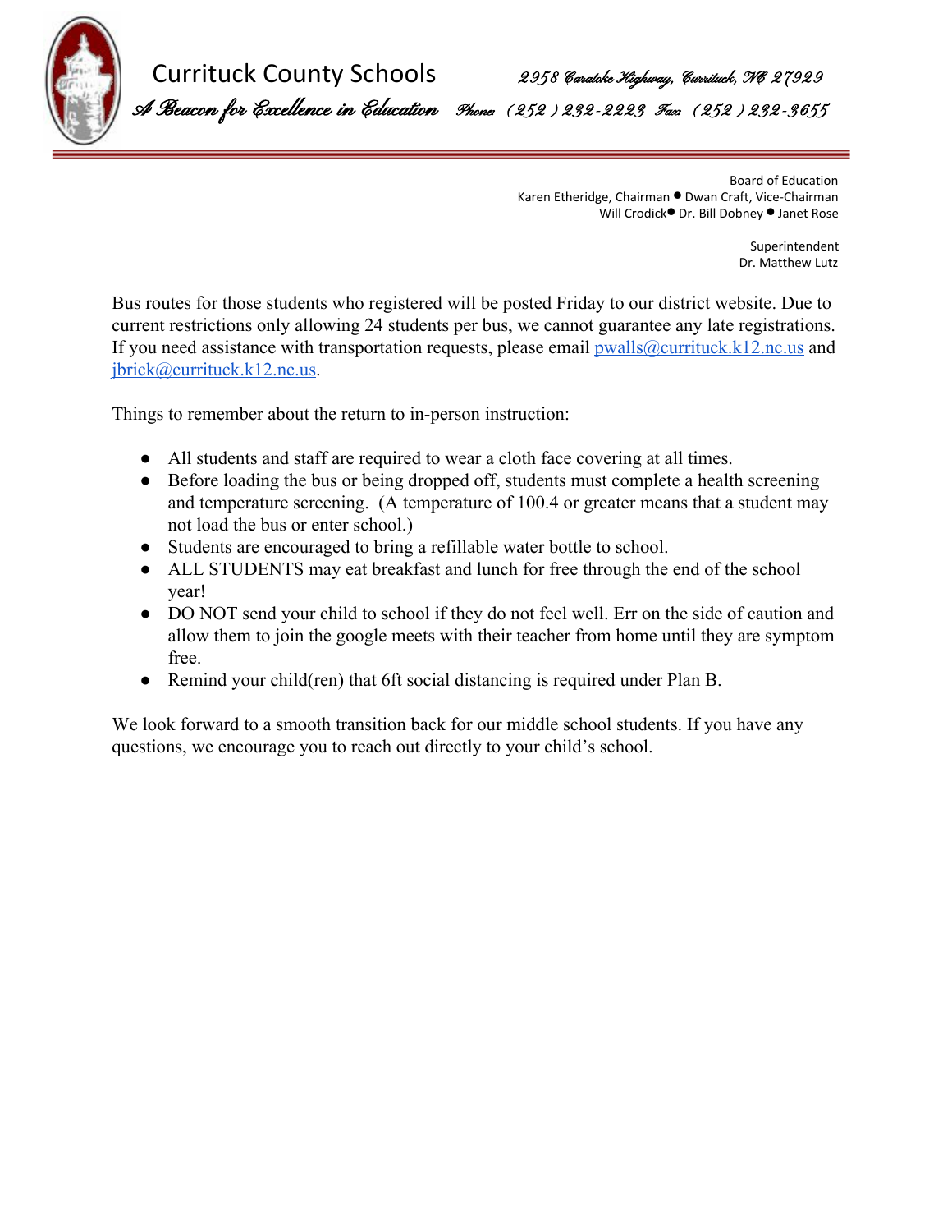Currituck County Schools 2958 Caratoke Highway, Currituck, NC 27929

*A Beacon for Excellence in Education* Phone: (252) 232-2223 Fax: (252) 232-3655

Board of Education
Karen Etheridge, Chairman ● Dwan Craft, Vice-Chairman
Will Crodick● Dr. Bill Dobney ● Janet Rose

Superintendent
Dr. Matthew Lutz

Bus routes for those students who registered will be posted Friday to our district website. Due to current restrictions only allowing 24 students per bus, we cannot guarantee any late registrations. If you need assistance with transportation requests, please email pwalls@currituck.k12.nc.us and jbrick@currituck.k12.nc.us.

Things to remember about the return to in-person instruction:

- All students and staff are required to wear a cloth face covering at all times.
- Before loading the bus or being dropped off, students must complete a health screening and temperature screening. (A temperature of 100.4 or greater means that a student may not load the bus or enter school.)
- Students are encouraged to bring a refillable water bottle to school.
- ALL STUDENTS may eat breakfast and lunch for free through the end of the school year!
- DO NOT send your child to school if they do not feel well. Err on the side of caution and allow them to join the google meets with their teacher from home until they are symptom free.
- Remind your child(ren) that 6ft social distancing is required under Plan B.

We look forward to a smooth transition back for our middle school students. If you have any questions, we encourage you to reach out directly to your child's school.